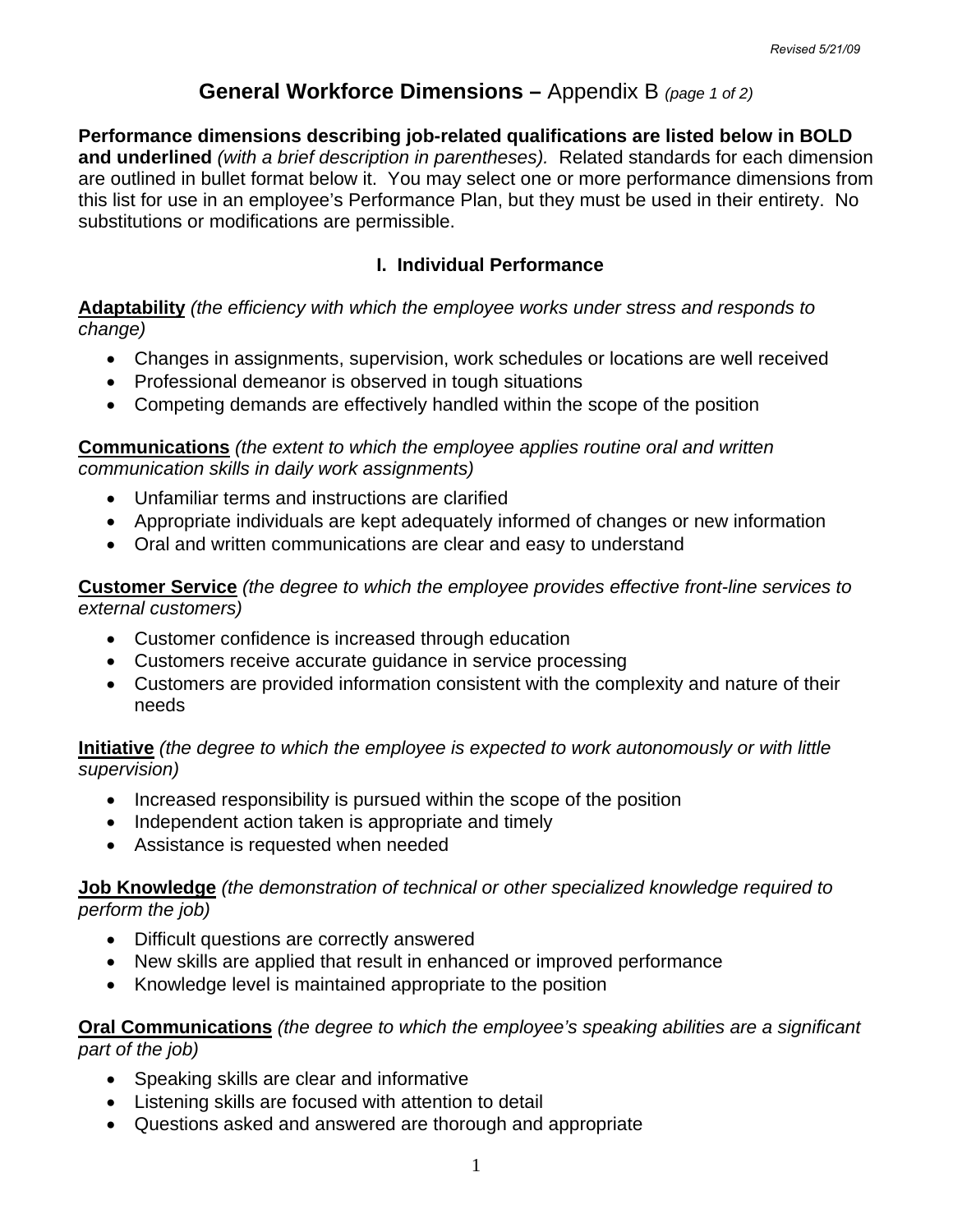Revised 5/21/09

# **General Workforce Dimensions –** Appendix B *(page 1 of 2)*

**Performance dimensions describing job-related qualifications are listed below in BOLD and underlined** *(with a brief description in parentheses).* Related standards for each dimension are outlined in bullet format below it. You may select one or more performance dimensions from this list for use in an employee's Performance Plan, but they must be used in their entirety. No substitutions or modifications are permissible.

## I. Individual Performance

**<u>Adaptability</u>** *(the efficiency with which the employee works under stress and responds to change)*

- Changes in assignments, supervision, work schedules or locations are well received
- Professional demeanor is observed in tough situations
- Competing demands are effectively handled within the scope of the position

**<u>Communications</u>** *(the extent to which the employee applies routine oral and written communication skills in daily work assignments)*

- Unfamiliar terms and instructions are clarified
- Appropriate individuals are kept adequately informed of changes or new information
- Oral and written communications are clear and easy to understand

**<u>Customer Service</u>** *(the degree to which the employee provides effective front-line services to external customers)*

- Customer confidence is increased through education
- Customers receive accurate guidance in service processing
- Customers are provided information consistent with the complexity and nature of their needs

**<u>Initiative</u>** *(the degree to which the employee is expected to work autonomously or with little supervision)*

- Increased responsibility is pursued within the scope of the position
- Independent action taken is appropriate and timely
- Assistance is requested when needed

**<u>Job Knowledge</u>** *(the demonstration of technical or other specialized knowledge required to perform the job)*

- Difficult questions are correctly answered
- New skills are applied that result in enhanced or improved performance
- Knowledge level is maintained appropriate to the position

**<u>Oral Communications</u>** *(the degree to which the employee's speaking abilities are a significant part of the job)*

- Speaking skills are clear and informative
- Listening skills are focused with attention to detail
- Questions asked and answered are thorough and appropriate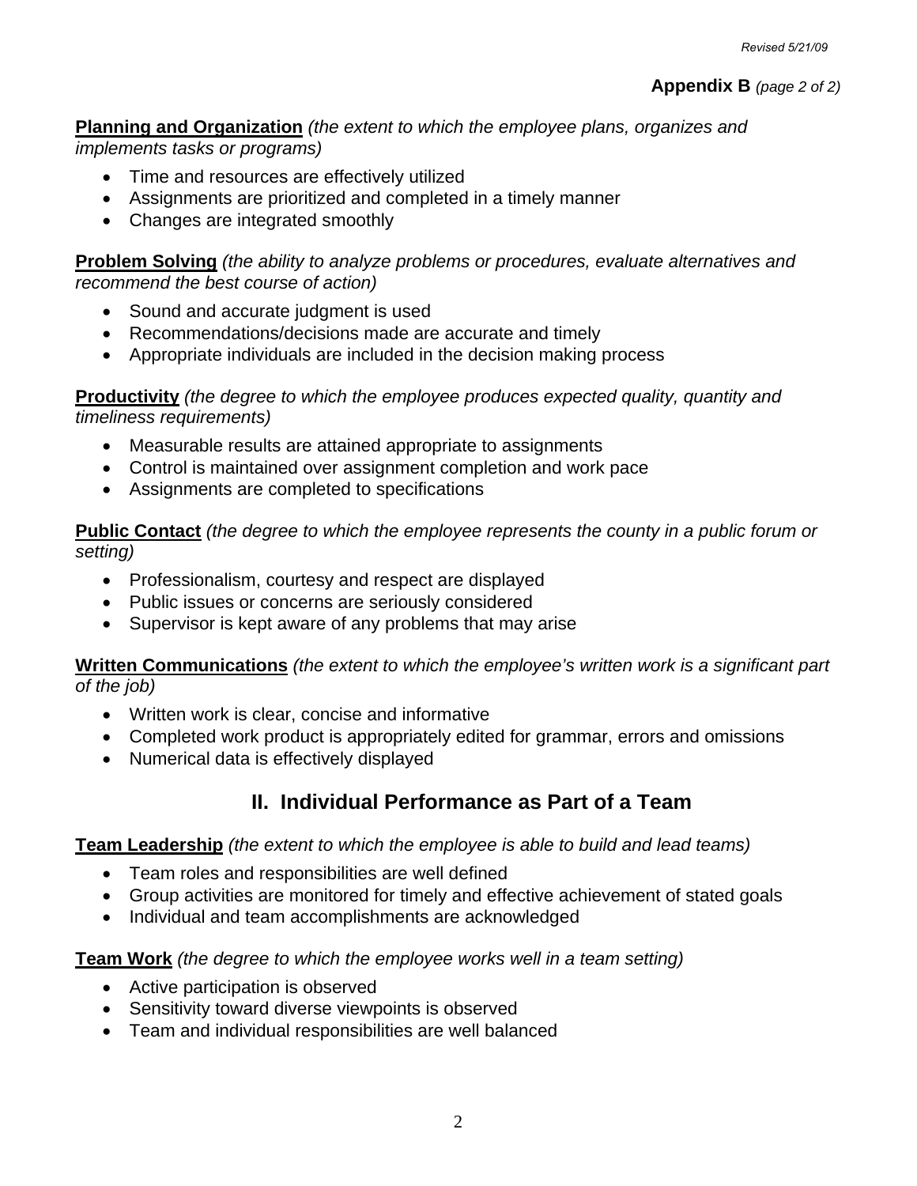**Appendix B** *(page 2 of 2)*

**Planning and Organization** *(the extent to which the employee plans, organizes and implements tasks or programs)*

- Time and resources are effectively utilized
- Assignments are prioritized and completed in a timely manner
- Changes are integrated smoothly

**Problem Solving** *(the ability to analyze problems or procedures, evaluate alternatives and recommend the best course of action)*

- Sound and accurate judgment is used
- Recommendations/decisions made are accurate and timely
- Appropriate individuals are included in the decision making process

**Productivity** *(the degree to which the employee produces expected quality, quantity and timeliness requirements)*

- Measurable results are attained appropriate to assignments
- Control is maintained over assignment completion and work pace
- Assignments are completed to specifications

**Public Contact** *(the degree to which the employee represents the county in a public forum or setting)*

- Professionalism, courtesy and respect are displayed
- Public issues or concerns are seriously considered
- Supervisor is kept aware of any problems that may arise

**Written Communications** *(the extent to which the employee's written work is a significant part of the job)*

- Written work is clear, concise and informative
- Completed work product is appropriately edited for grammar, errors and omissions
- Numerical data is effectively displayed

## II. Individual Performance as Part of a Team

**Team Leadership** *(the extent to which the employee is able to build and lead teams)*

- Team roles and responsibilities are well defined
- Group activities are monitored for timely and effective achievement of stated goals
- Individual and team accomplishments are acknowledged

**Team Work** *(the degree to which the employee works well in a team setting)*

- Active participation is observed
- Sensitivity toward diverse viewpoints is observed
- Team and individual responsibilities are well balanced